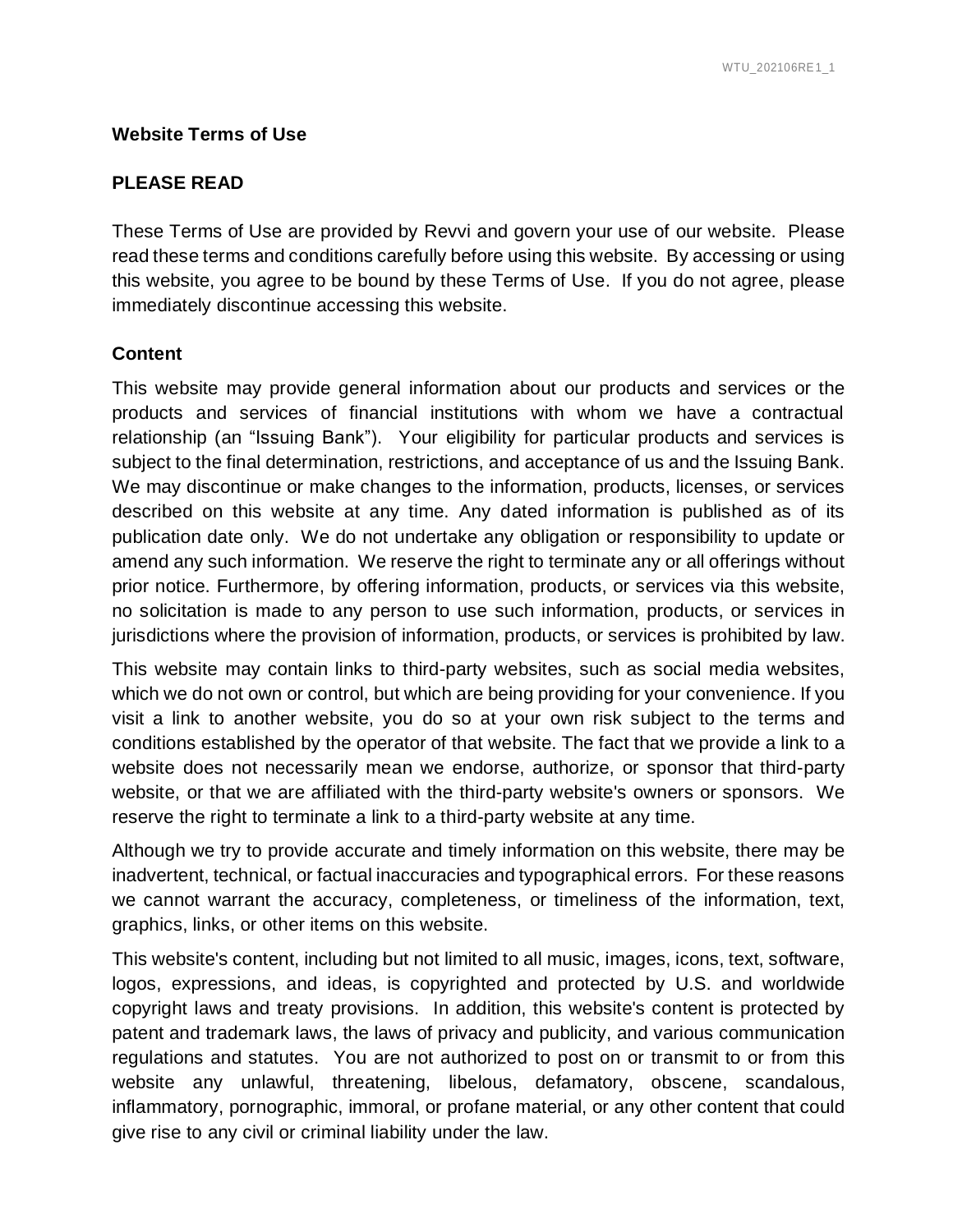# Website Terms of Use

## PLEASE READ

These Terms of Use are provided by Revvi and govern your use of our website. Please read these terms and conditions carefully before using this website. By accessing or using this website, you agree to be bound by these Terms of Use. If you do not agree, please immediately discontinue accessing this website.

## Content

This website may provide general information about our products and services or the products and services of financial institutions with whom we have a contractual relationship (an "Issuing Bank"). Your eligibility for particular products and services is subject to the final determination, restrictions, and acceptance of us and the Issuing Bank. We may discontinue or make changes to the information, products, licenses, or services described on this website at any time. Any dated information is published as of its publication date only. We do not undertake any obligation or responsibility to update or amend any such information. We reserve the right to terminate any or all offerings without prior notice. Furthermore, by offering information, products, or services via this website, no solicitation is made to any person to use such information, products, or services in jurisdictions where the provision of information, products, or services is prohibited by law.

This website may contain links to third-party websites, such as social media websites, which we do not own or control, but which are being providing for your convenience. If you visit a link to another website, you do so at your own risk subject to the terms and conditions established by the operator of that website. The fact that we provide a link to a website does not necessarily mean we endorse, authorize, or sponsor that third-party website, or that we are affiliated with the third-party website's owners or sponsors. We reserve the right to terminate a link to a third-party website at any time.

Although we try to provide accurate and timely information on this website, there may be inadvertent, technical, or factual inaccuracies and typographical errors. For these reasons we cannot warrant the accuracy, completeness, or timeliness of the information, text, graphics, links, or other items on this website.

This website's content, including but not limited to all music, images, icons, text, software, logos, expressions, and ideas, is copyrighted and protected by U.S. and worldwide copyright laws and treaty provisions. In addition, this website's content is protected by patent and trademark laws, the laws of privacy and publicity, and various communication regulations and statutes. You are not authorized to post on or transmit to or from this website any unlawful, threatening, libelous, defamatory, obscene, scandalous, inflammatory, pornographic, immoral, or profane material, or any other content that could give rise to any civil or criminal liability under the law.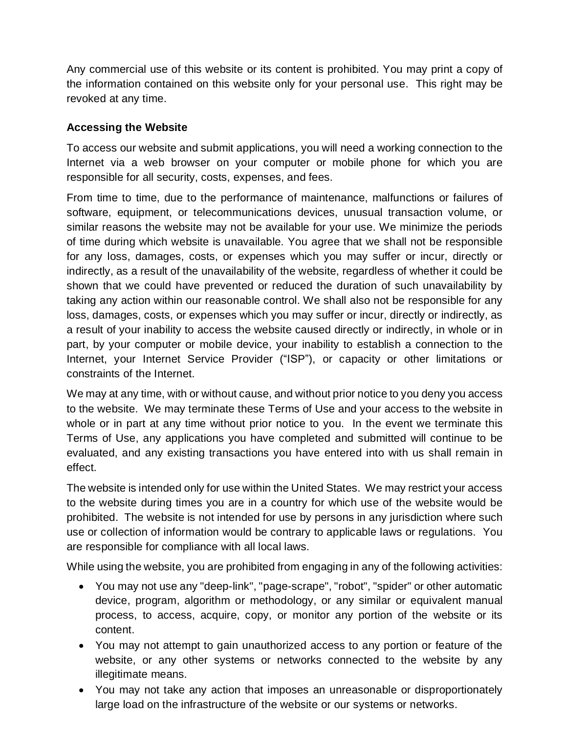Any commercial use of this website or its content is prohibited. You may print a copy of the information contained on this website only for your personal use.  This right may be revoked at any time.

### Accessing the Website

To access our website and submit applications, you will need a working connection to the Internet via a web browser on your computer or mobile phone for which you are responsible for all security, costs, expenses, and fees.

From time to time, due to the performance of maintenance, malfunctions or failures of software, equipment, or telecommunications devices, unusual transaction volume, or similar reasons the website may not be available for your use. We minimize the periods of time during which website is unavailable. You agree that we shall not be responsible for any loss, damages, costs, or expenses which you may suffer or incur, directly or indirectly, as a result of the unavailability of the website, regardless of whether it could be shown that we could have prevented or reduced the duration of such unavailability by taking any action within our reasonable control. We shall also not be responsible for any loss, damages, costs, or expenses which you may suffer or incur, directly or indirectly, as a result of your inability to access the website caused directly or indirectly, in whole or in part, by your computer or mobile device, your inability to establish a connection to the Internet, your Internet Service Provider ("ISP"), or capacity or other limitations or constraints of the Internet.

We may at any time, with or without cause, and without prior notice to you deny you access to the website.  We may terminate these Terms of Use and your access to the website in whole or in part at any time without prior notice to you.  In the event we terminate this Terms of Use, any applications you have completed and submitted will continue to be evaluated, and any existing transactions you have entered into with us shall remain in effect.

The website is intended only for use within the United States.  We may restrict your access to the website during times you are in a country for which use of the website would be prohibited.  The website is not intended for use by persons in any jurisdiction where such use or collection of information would be contrary to applicable laws or regulations.  You are responsible for compliance with all local laws.

While using the website, you are prohibited from engaging in any of the following activities:

- You may not use any "deep-link", "page-scrape", "robot", "spider" or other automatic device, program, algorithm or methodology, or any similar or equivalent manual process, to access, acquire, copy, or monitor any portion of the website or its content.
- You may not attempt to gain unauthorized access to any portion or feature of the website, or any other systems or networks connected to the website by any illegitimate means.
- You may not take any action that imposes an unreasonable or disproportionately large load on the infrastructure of the website or our systems or networks.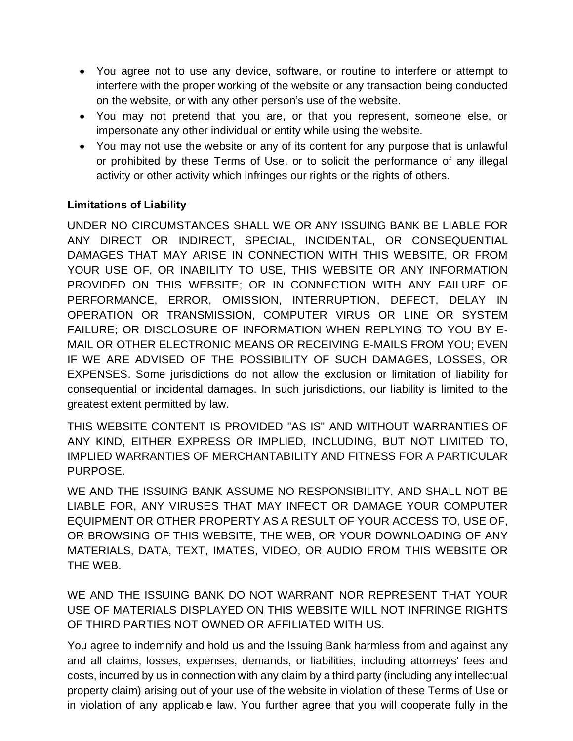- You agree not to use any device, software, or routine to interfere or attempt to interfere with the proper working of the website or any transaction being conducted on the website, or with any other person's use of the website.
- You may not pretend that you are, or that you represent, someone else, or impersonate any other individual or entity while using the website.
- You may not use the website or any of its content for any purpose that is unlawful or prohibited by these Terms of Use, or to solicit the performance of any illegal activity or other activity which infringes our rights or the rights of others.

**Limitations of Liability**

UNDER NO CIRCUMSTANCES SHALL WE OR ANY ISSUING BANK BE LIABLE FOR ANY DIRECT OR INDIRECT, SPECIAL, INCIDENTAL, OR CONSEQUENTIAL DAMAGES THAT MAY ARISE IN CONNECTION WITH THIS WEBSITE, OR FROM YOUR USE OF, OR INABILITY TO USE, THIS WEBSITE OR ANY INFORMATION PROVIDED ON THIS WEBSITE; OR IN CONNECTION WITH ANY FAILURE OF PERFORMANCE, ERROR, OMISSION, INTERRUPTION, DEFECT, DELAY IN OPERATION OR TRANSMISSION, COMPUTER VIRUS OR LINE OR SYSTEM FAILURE; OR DISCLOSURE OF INFORMATION WHEN REPLYING TO YOU BY E-MAIL OR OTHER ELECTRONIC MEANS OR RECEIVING E-MAILS FROM YOU; EVEN IF WE ARE ADVISED OF THE POSSIBILITY OF SUCH DAMAGES, LOSSES, OR EXPENSES. Some jurisdictions do not allow the exclusion or limitation of liability for consequential or incidental damages. In such jurisdictions, our liability is limited to the greatest extent permitted by law.

THIS WEBSITE CONTENT IS PROVIDED "AS IS" AND WITHOUT WARRANTIES OF ANY KIND, EITHER EXPRESS OR IMPLIED, INCLUDING, BUT NOT LIMITED TO, IMPLIED WARRANTIES OF MERCHANTABILITY AND FITNESS FOR A PARTICULAR PURPOSE.

WE AND THE ISSUING BANK ASSUME NO RESPONSIBILITY, AND SHALL NOT BE LIABLE FOR, ANY VIRUSES THAT MAY INFECT OR DAMAGE YOUR COMPUTER EQUIPMENT OR OTHER PROPERTY AS A RESULT OF YOUR ACCESS TO, USE OF, OR BROWSING OF THIS WEBSITE, THE WEB, OR YOUR DOWNLOADING OF ANY MATERIALS, DATA, TEXT, IMATES, VIDEO, OR AUDIO FROM THIS WEBSITE OR THE WEB.

WE AND THE ISSUING BANK DO NOT WARRANT NOR REPRESENT THAT YOUR USE OF MATERIALS DISPLAYED ON THIS WEBSITE WILL NOT INFRINGE RIGHTS OF THIRD PARTIES NOT OWNED OR AFFILIATED WITH US.

You agree to indemnify and hold us and the Issuing Bank harmless from and against any and all claims, losses, expenses, demands, or liabilities, including attorneys' fees and costs, incurred by us in connection with any claim by a third party (including any intellectual property claim) arising out of your use of the website in violation of these Terms of Use or in violation of any applicable law. You further agree that you will cooperate fully in the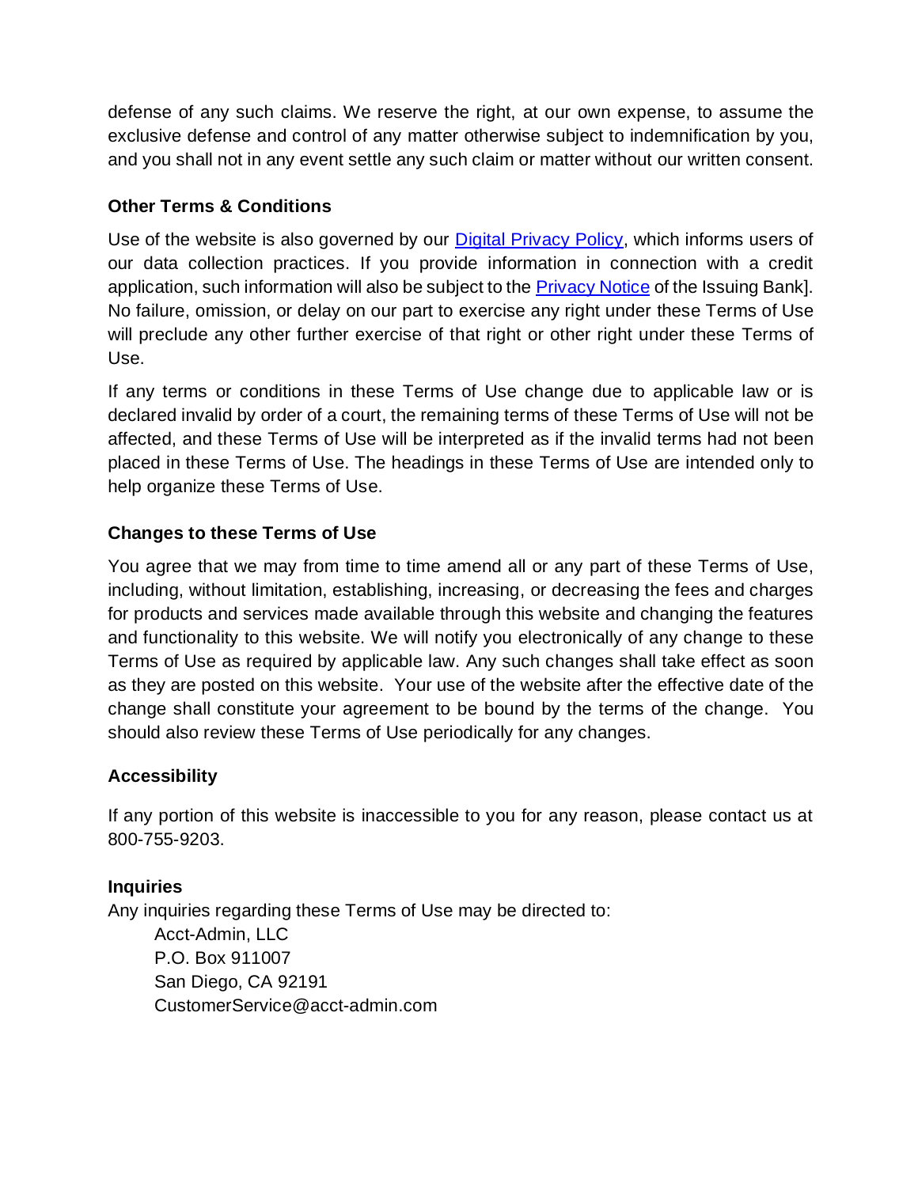defense of any such claims. We reserve the right, at our own expense, to assume the exclusive defense and control of any matter otherwise subject to indemnification by you, and you shall not in any event settle any such claim or matter without our written consent.

### Other Terms & Conditions

Use of the website is also governed by our Digital Privacy Policy, which informs users of our data collection practices. If you provide information in connection with a credit application, such information will also be subject to the Privacy Notice of the Issuing Bank]. No failure, omission, or delay on our part to exercise any right under these Terms of Use will preclude any other further exercise of that right or other right under these Terms of Use.

If any terms or conditions in these Terms of Use change due to applicable law or is declared invalid by order of a court, the remaining terms of these Terms of Use will not be affected, and these Terms of Use will be interpreted as if the invalid terms had not been placed in these Terms of Use. The headings in these Terms of Use are intended only to help organize these Terms of Use.

### Changes to these Terms of Use

You agree that we may from time to time amend all or any part of these Terms of Use, including, without limitation, establishing, increasing, or decreasing the fees and charges for products and services made available through this website and changing the features and functionality to this website. We will notify you electronically of any change to these Terms of Use as required by applicable law. Any such changes shall take effect as soon as they are posted on this website. Your use of the website after the effective date of the change shall constitute your agreement to be bound by the terms of the change. You should also review these Terms of Use periodically for any changes.

### Accessibility

If any portion of this website is inaccessible to you for any reason, please contact us at 800-755-9203.

### Inquiries

Any inquiries regarding these Terms of Use may be directed to:

Acct-Admin, LLC
P.O. Box 911007
San Diego, CA 92191
CustomerService@acct-admin.com